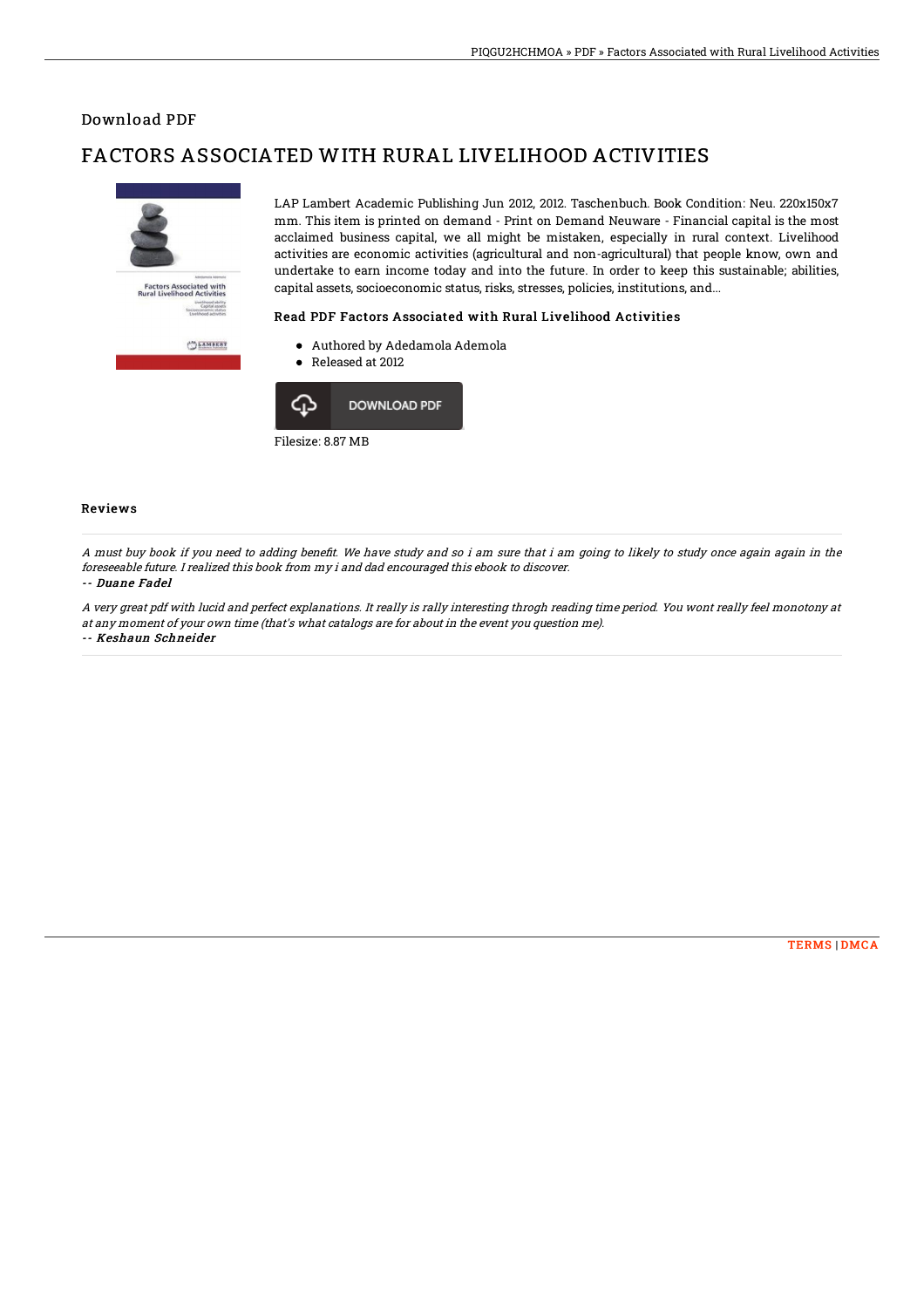## Download PDF

# FACTORS ASSOCIATED WITH RURAL LIVELIHOOD ACTIVITIES

LAP Lambert Academic Publishing Jun 2012, 2012. Taschenbuch. Book Condition: Neu. 220x150x7 mm. This item is printed on demand - Print on Demand Neuware - Financial capital is the most acclaimed business capital, we all might be mistaken, especially in rural context. Livelihood activities are economic activities (agricultural and non-agricultural) that people know, own and undertake to earn income today and into the future. In order to keep this sustainable; abilities, capital assets, socioeconomic status, risks, stresses, policies, institutions, and...

### Read PDF Factors Associated with Rural Livelihood Activities

- Authored by Adedamola Ademola
- Released at 2012

DOWNLOAD PDF

Filesize: 8.87 MB

### Reviews

*A must buy book if you need to adding benefit. We have study and so i am sure that i am going to likely to study once again again in the foreseeable future. I realized this book from my i and dad encouraged this ebook to discover.*

-- **Duane Fadel**

*A very great pdf with lucid and perfect explanations. It really is rally interesting throgh reading time period. You wont really feel monotony at at any moment of your own time (that's what catalogs are for about in the event you question me).*

-- **Keshaun Schneider**

TERMS | DMCA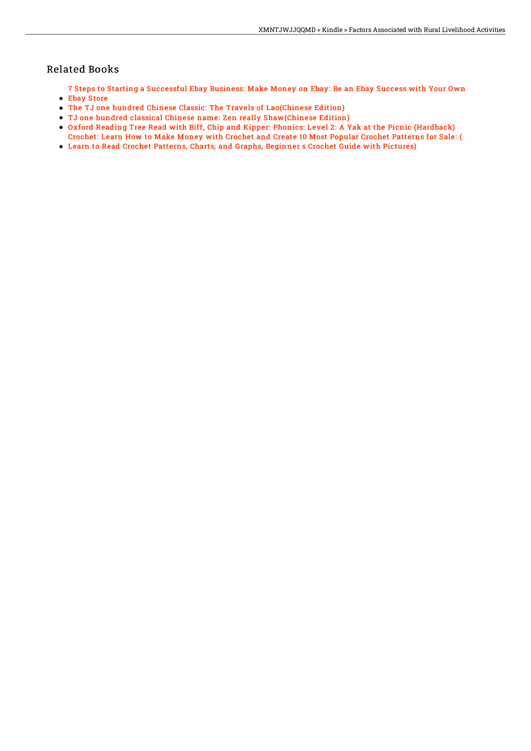## Related Books

- 7 Steps to Starting a Successful Ebay Business: Make Money on Ebay: Be an Ebay Success with Your Own Ebay Store
- The TJ one hundred Chinese Classic: The Travels of Lao(Chinese Edition)
- TJ one hundred classical Chinese name: Zen really Shaw(Chinese Edition)
- Oxford Reading Tree Read with Biff, Chip and Kipper: Phonics: Level 2: A Yak at the Picnic (Hardback)
- Crochet: Learn How to Make Money with Crochet and Create 10 Most Popular Crochet Patterns for Sale: ( Learn to Read Crochet Patterns, Charts, and Graphs, Beginner s Crochet Guide with Pictures)